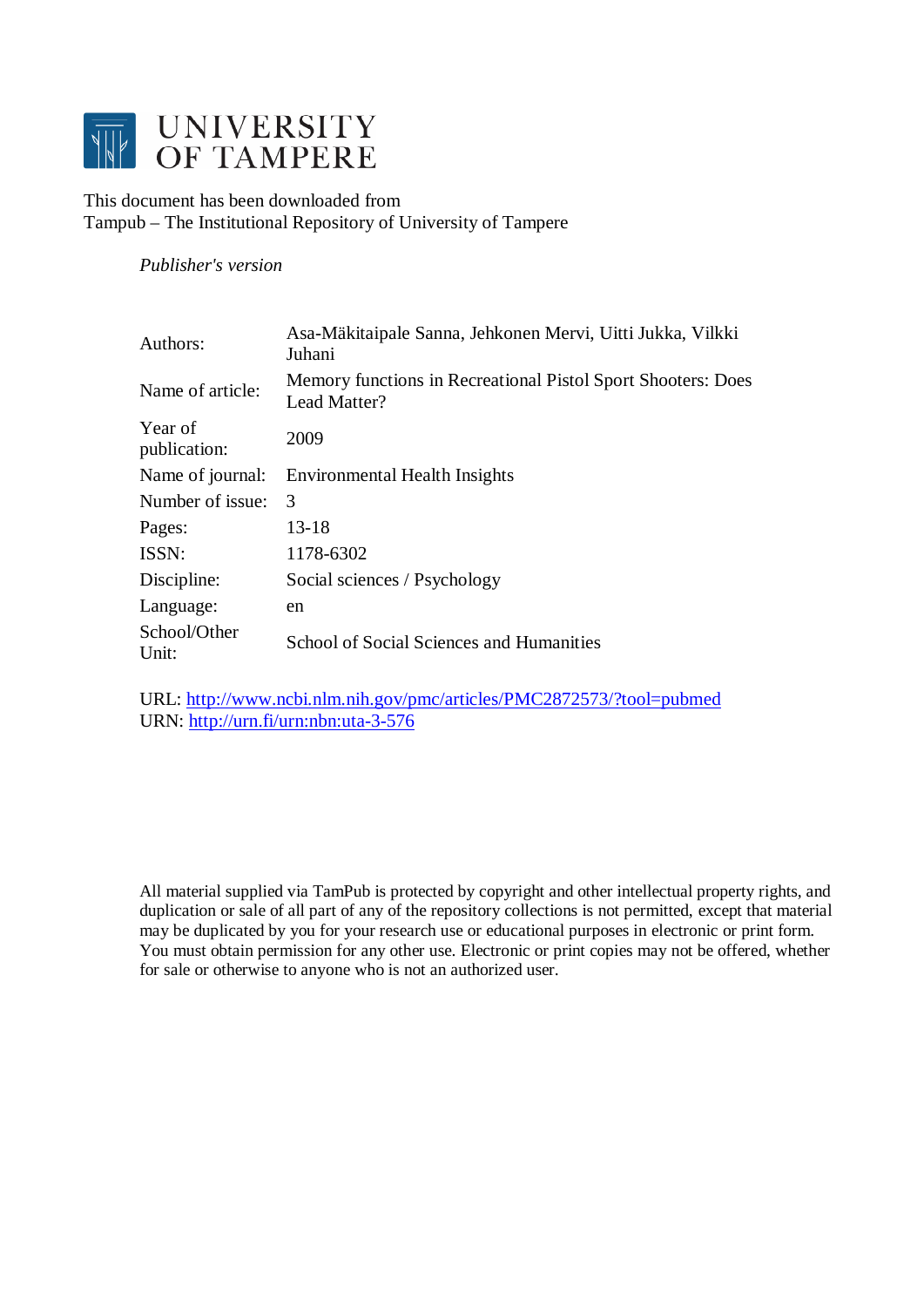# UNIVERSITY OF TAMPERE

This document has been downloaded from
Tampub – The Institutional Repository of University of Tampere

*Publisher's version*

| | |
|---|---|
| Authors: | Asa-Mäkitaipale Sanna, Jehkonen Mervi, Uitti Jukka, Vilkki Juhani |
| Name of article: | Memory functions in Recreational Pistol Sport Shooters: Does Lead Matter? |
| Year of publication: | 2009 |
| Name of journal: | Environmental Health Insights |
| Number of issue: | 3 |
| Pages: | 13-18 |
| ISSN: | 1178-6302 |
| Discipline: | Social sciences / Psychology |
| Language: | en |
| School/Other Unit: | School of Social Sciences and Humanities |

URL: http://www.ncbi.nlm.nih.gov/pmc/articles/PMC2872573/?tool=pubmed
URN: http://urn.fi/urn:nbn:uta-3-576

All material supplied via TamPub is protected by copyright and other intellectual property rights, and duplication or sale of all part of any of the repository collections is not permitted, except that material may be duplicated by you for your research use or educational purposes in electronic or print form. You must obtain permission for any other use. Electronic or print copies may not be offered, whether for sale or otherwise to anyone who is not an authorized user.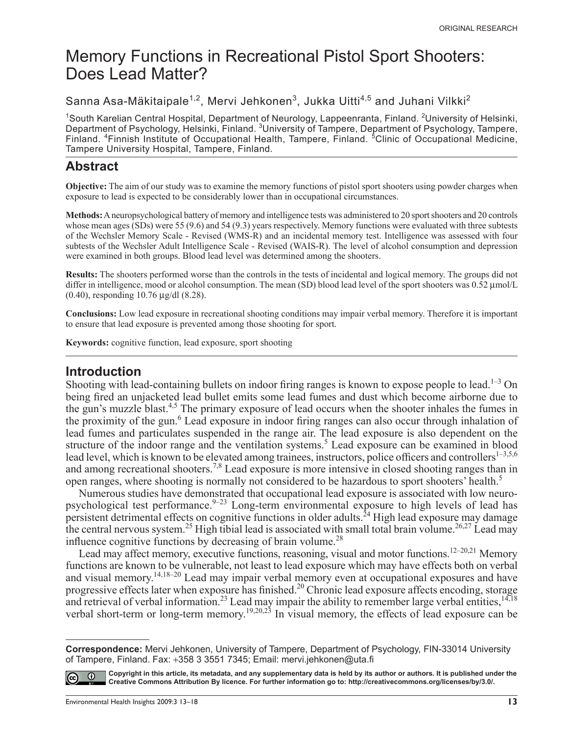ORIGINAL RESEARCH

# Memory Functions in Recreational Pistol Sport Shooters: Does Lead Matter?

Sanna Asa-Mäkitaipale[1,2], Mervi Jehkonen[3], Jukka Uitti[4,5] and Juhani Vilkki[2]

[1]South Karelian Central Hospital, Department of Neurology, Lappeenranta, Finland. [2]University of Helsinki, Department of Psychology, Helsinki, Finland. [3]University of Tampere, Department of Psychology, Tampere, Finland. [4]Finnish Institute of Occupational Health, Tampere, Finland. [5]Clinic of Occupational Medicine, Tampere University Hospital, Tampere, Finland.

## Abstract

**Objective:** The aim of our study was to examine the memory functions of pistol sport shooters using powder charges when exposure to lead is expected to be considerably lower than in occupational circumstances.

**Methods:** A neuropsychological battery of memory and intelligence tests was administered to 20 sport shooters and 20 controls whose mean ages (SDs) were 55 (9.6) and 54 (9.3) years respectively. Memory functions were evaluated with three subtests of the Wechsler Memory Scale - Revised (WMS-R) and an incidental memory test. Intelligence was assessed with four subtests of the Wechsler Adult Intelligence Scale - Revised (WAIS-R). The level of alcohol consumption and depression were examined in both groups. Blood lead level was determined among the shooters.

**Results:** The shooters performed worse than the controls in the tests of incidental and logical memory. The groups did not differ in intelligence, mood or alcohol consumption. The mean (SD) blood lead level of the sport shooters was 0.52 μmol/L (0.40), responding 10.76 μg/dl (8.28).

**Conclusions:** Low lead exposure in recreational shooting conditions may impair verbal memory. Therefore it is important to ensure that lead exposure is prevented among those shooting for sport.

**Keywords:** cognitive function, lead exposure, sport shooting

## Introduction

Shooting with lead-containing bullets on indoor firing ranges is known to expose people to lead.[1–3] On being fired an unjacketed lead bullet emits some lead fumes and dust which become airborne due to the gun's muzzle blast.[4,5] The primary exposure of lead occurs when the shooter inhales the fumes in the proximity of the gun.[6] Lead exposure in indoor firing ranges can also occur through inhalation of lead fumes and particulates suspended in the range air. The lead exposure is also dependent on the structure of the indoor range and the ventilation systems.[5] Lead exposure can be examined in blood lead level, which is known to be elevated among trainees, instructors, police officers and controllers[1–3,5,6] and among recreational shooters.[7,8] Lead exposure is more intensive in closed shooting ranges than in open ranges, where shooting is normally not considered to be hazardous to sport shooters' health.[5]

Numerous studies have demonstrated that occupational lead exposure is associated with low neuropsychological test performance.[9–23] Long-term environmental exposure to high levels of lead has persistent detrimental effects on cognitive functions in older adults.[24] High lead exposure may damage the central nervous system.[25] High tibial lead is associated with small total brain volume.[26,27] Lead may influence cognitive functions by decreasing of brain volume.[28]

Lead may affect memory, executive functions, reasoning, visual and motor functions.[12–20,21] Memory functions are known to be vulnerable, not least to lead exposure which may have effects both on verbal and visual memory.[14,18–20] Lead may impair verbal memory even at occupational exposures and have progressive effects later when exposure has finished.[20] Chronic lead exposure affects encoding, storage and retrieval of verbal information.[23] Lead may impair the ability to remember large verbal entities,[14,18] verbal short-term or long-term memory.[19,20,23] In visual memory, the effects of lead exposure can be

**Correspondence:** Mervi Jehkonen, University of Tampere, Department of Psychology, FIN-33014 University of Tampere, Finland. Fax: +358 3 3551 7345; Email: mervi.jehkonen@uta.fi

**Copyright in this article, its metadata, and any supplementary data is held by its author or authors. It is published under the Creative Commons Attribution By licence. For further information go to: http://creativecommons.org/licenses/by/3.0/.**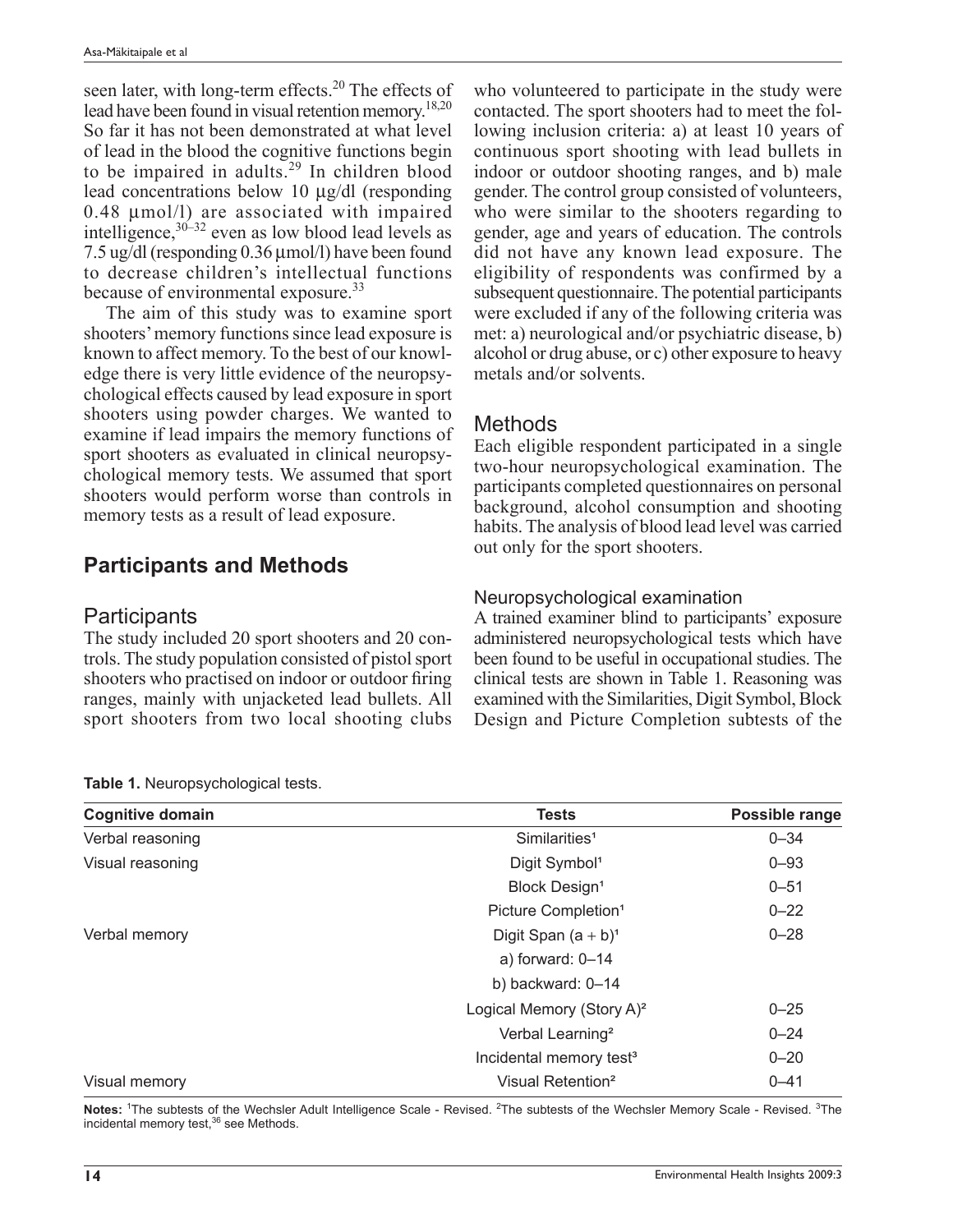seen later, with long-term effects.[20] The effects of lead have been found in visual retention memory.[18,20] So far it has not been demonstrated at what level of lead in the blood the cognitive functions begin to be impaired in adults.[29] In children blood lead concentrations below 10 μg/dl (responding 0.48 μmol/l) are associated with impaired intelligence,[30–32] even as low blood lead levels as 7.5 ug/dl (responding 0.36 μmol/l) have been found to decrease children's intellectual functions because of environmental exposure.[33]

The aim of this study was to examine sport shooters' memory functions since lead exposure is known to affect memory. To the best of our knowledge there is very little evidence of the neuropsychological effects caused by lead exposure in sport shooters using powder charges. We wanted to examine if lead impairs the memory functions of sport shooters as evaluated in clinical neuropsychological memory tests. We assumed that sport shooters would perform worse than controls in memory tests as a result of lead exposure.

## Participants and Methods

### Participants

The study included 20 sport shooters and 20 controls. The study population consisted of pistol sport shooters who practised on indoor or outdoor firing ranges, mainly with unjacketed lead bullets. All sport shooters from two local shooting clubs who volunteered to participate in the study were contacted. The sport shooters had to meet the following inclusion criteria: a) at least 10 years of continuous sport shooting with lead bullets in indoor or outdoor shooting ranges, and b) male gender. The control group consisted of volunteers, who were similar to the shooters regarding to gender, age and years of education. The controls did not have any known lead exposure. The eligibility of respondents was confirmed by a subsequent questionnaire. The potential participants were excluded if any of the following criteria was met: a) neurological and/or psychiatric disease, b) alcohol or drug abuse, or c) other exposure to heavy metals and/or solvents.

### Methods

Each eligible respondent participated in a single two-hour neuropsychological examination. The participants completed questionnaires on personal background, alcohol consumption and shooting habits. The analysis of blood lead level was carried out only for the sport shooters.

#### Neuropsychological examination

A trained examiner blind to participants' exposure administered neuropsychological tests which have been found to be useful in occupational studies. The clinical tests are shown in Table 1. Reasoning was examined with the Similarities, Digit Symbol, Block Design and Picture Completion subtests of the

**Table 1.** Neuropsychological tests.

| Cognitive domain | Tests | Possible range |
|---|---|---|
| Verbal reasoning | Similarities[1] | 0–34 |
| Visual reasoning | Digit Symbol[1] | 0–93 |
| | Block Design[1] | 0–51 |
| | Picture Completion[1] | 0–22 |
| Verbal memory | Digit Span (a + b)[1] | 0–28 |
| | a) forward: 0–14 | |
| | b) backward: 0–14 | |
| | Logical Memory (Story A)[2] | 0–25 |
| | Verbal Learning[2] | 0–24 |
| | Incidental memory test[3] | 0–20 |
| Visual memory | Visual Retention[2] | 0–41 |

**Notes:** [1]The subtests of the Wechsler Adult Intelligence Scale - Revised. [2]The subtests of the Wechsler Memory Scale - Revised. [3]The incidental memory test,[36] see Methods.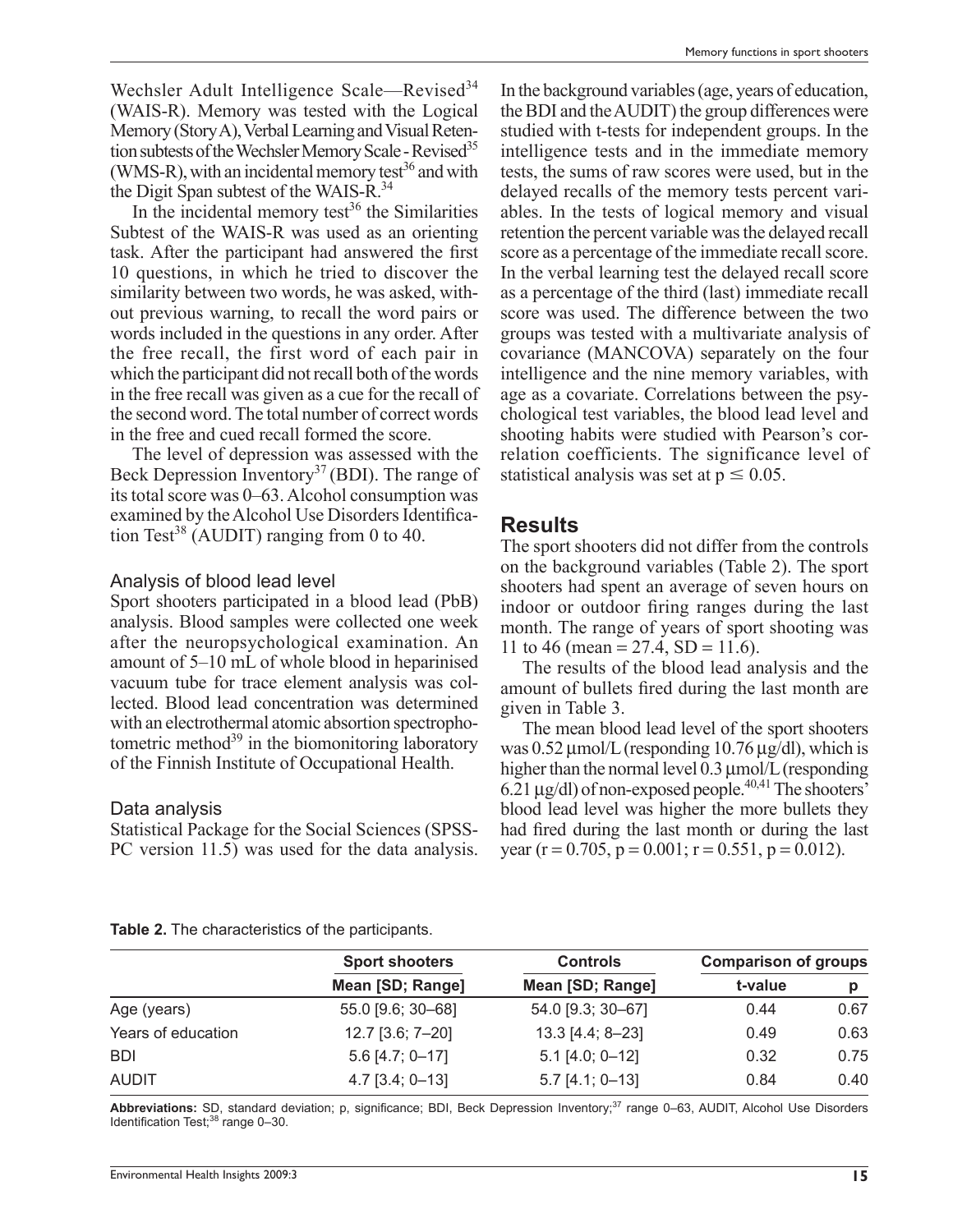Wechsler Adult Intelligence Scale—Revised[34] (WAIS-R). Memory was tested with the Logical Memory (Story A), Verbal Learning and Visual Retention subtests of the Wechsler Memory Scale - Revised[35] (WMS-R), with an incidental memory test[36] and with the Digit Span subtest of the WAIS-R.[34]

In the incidental memory test[36] the Similarities Subtest of the WAIS-R was used as an orienting task. After the participant had answered the first 10 questions, in which he tried to discover the similarity between two words, he was asked, without previous warning, to recall the word pairs or words included in the questions in any order. After the free recall, the first word of each pair in which the participant did not recall both of the words in the free recall was given as a cue for the recall of the second word. The total number of correct words in the free and cued recall formed the score.

The level of depression was assessed with the Beck Depression Inventory[37] (BDI). The range of its total score was 0–63. Alcohol consumption was examined by the Alcohol Use Disorders Identification Test[38] (AUDIT) ranging from 0 to 40.

### Analysis of blood lead level

Sport shooters participated in a blood lead (PbB) analysis. Blood samples were collected one week after the neuropsychological examination. An amount of 5–10 mL of whole blood in heparinised vacuum tube for trace element analysis was collected. Blood lead concentration was determined with an electrothermal atomic absorption spectrophotometric method[39] in the biomonitoring laboratory of the Finnish Institute of Occupational Health.

### Data analysis

Statistical Package for the Social Sciences (SPSS-PC version 11.5) was used for the data analysis. In the background variables (age, years of education, the BDI and the AUDIT) the group differences were studied with t-tests for independent groups. In the intelligence tests and in the immediate memory tests, the sums of raw scores were used, but in the delayed recalls of the memory tests percent variables. In the tests of logical memory and visual retention the percent variable was the delayed recall score as a percentage of the immediate recall score. In the verbal learning test the delayed recall score as a percentage of the third (last) immediate recall score was used. The difference between the two groups was tested with a multivariate analysis of covariance (MANCOVA) separately on the four intelligence and the nine memory variables, with age as a covariate. Correlations between the psychological test variables, the blood lead level and shooting habits were studied with Pearson's correlation coefficients. The significance level of statistical analysis was set at $p \leq 0.05$.

## Results

The sport shooters did not differ from the controls on the background variables (Table 2). The sport shooters had spent an average of seven hours on indoor or outdoor firing ranges during the last month. The range of years of sport shooting was 11 to 46 (mean = 27.4, SD = 11.6).

The results of the blood lead analysis and the amount of bullets fired during the last month are given in Table 3.

The mean blood lead level of the sport shooters was 0.52 μmol/L (responding 10.76 μg/dl), which is higher than the normal level 0.3 μmol/L (responding 6.21 μg/dl) of non-exposed people.[40,41] The shooters' blood lead level was higher the more bullets they had fired during the last month or during the last year ($r = 0.705$, $p = 0.001$; $r = 0.551$, $p = 0.012$).

**Table 2.** The characteristics of the participants.

| | Sport shooters | Controls | Comparison of groups | |
|---|---|---|---|---|
| | Mean [SD; Range] | Mean [SD; Range] | t-value | p |
| Age (years) | 55.0 [9.6; 30–68] | 54.0 [9.3; 30–67] | 0.44 | 0.67 |
| Years of education | 12.7 [3.6; 7–20] | 13.3 [4.4; 8–23] | 0.49 | 0.63 |
| BDI | 5.6 [4.7; 0–17] | 5.1 [4.0; 0–12] | 0.32 | 0.75 |
| AUDIT | 4.7 [3.4; 0–13] | 5.7 [4.1; 0–13] | 0.84 | 0.40 |

**Abbreviations:** SD, standard deviation; p, significance; BDI, Beck Depression Inventory;[37] range 0–63, AUDIT, Alcohol Use Disorders Identification Test;[38] range 0–30.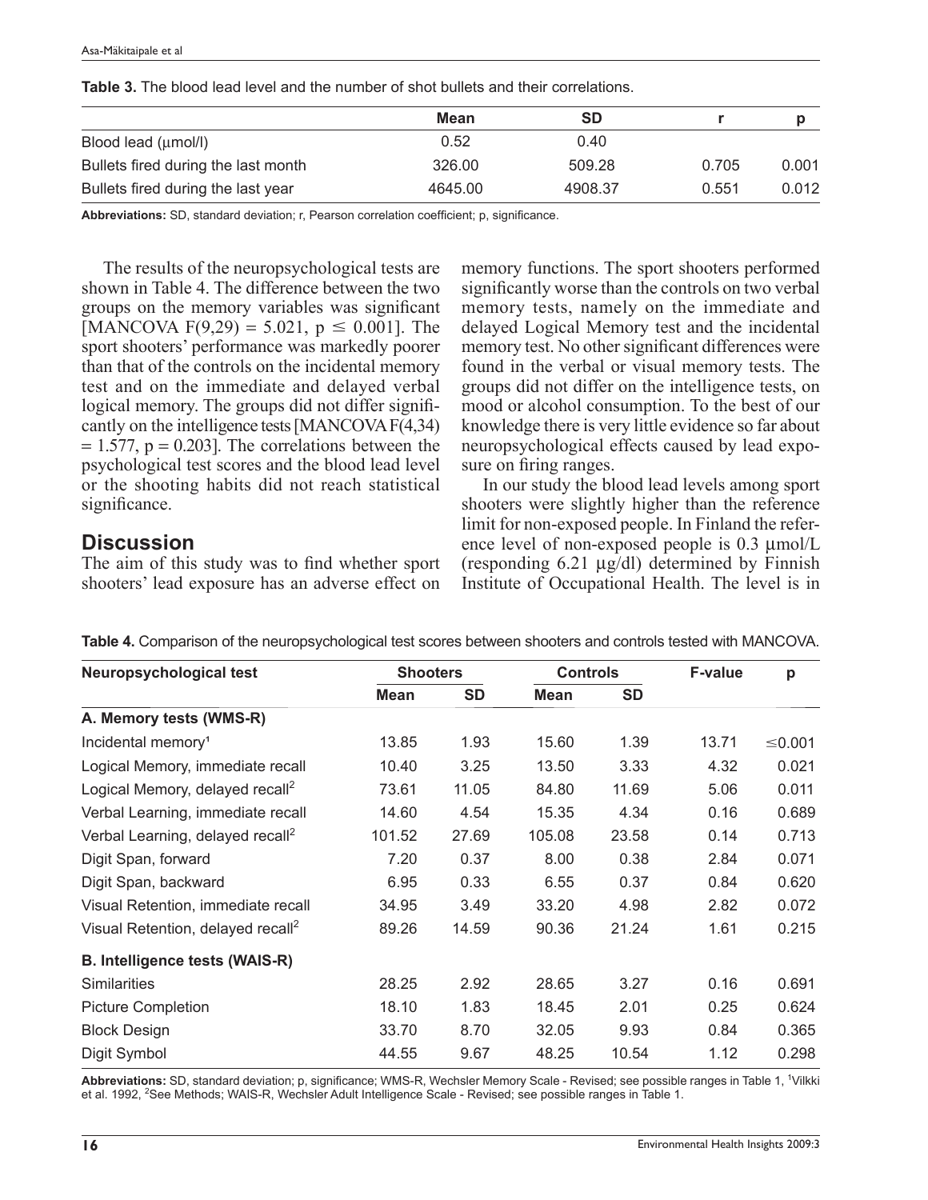**Table 3.** The blood lead level and the number of shot bullets and their correlations.

| | Mean | SD | r | p |
|---|---|---|---|---|
| Blood lead (μmol/l) | 0.52 | 0.40 | | |
| Bullets fired during the last month | 326.00 | 509.28 | 0.705 | 0.001 |
| Bullets fired during the last year | 4645.00 | 4908.37 | 0.551 | 0.012 |

**Abbreviations:** SD, standard deviation; r, Pearson correlation coefficient; p, significance.

The results of the neuropsychological tests are shown in Table 4. The difference between the two groups on the memory variables was significant [MANCOVA $F(9,29) = 5.021$, $p \leq 0.001$]. The sport shooters' performance was markedly poorer than that of the controls on the incidental memory test and on the immediate and delayed verbal logical memory. The groups did not differ significantly on the intelligence tests [MANCOVA $F(4,34) = 1.577$, $p = 0.203$]. The correlations between the psychological test scores and the blood lead level or the shooting habits did not reach statistical significance.

## Discussion

The aim of this study was to find whether sport shooters' lead exposure has an adverse effect on memory functions. The sport shooters performed significantly worse than the controls on two verbal memory tests, namely on the immediate and delayed Logical Memory test and the incidental memory test. No other significant differences were found in the verbal or visual memory tests. The groups did not differ on the intelligence tests, on mood or alcohol consumption. To the best of our knowledge there is very little evidence so far about neuropsychological effects caused by lead exposure on firing ranges.

In our study the blood lead levels among sport shooters were slightly higher than the reference limit for non-exposed people. In Finland the reference level of non-exposed people is 0.3 μmol/L (responding 6.21 μg/dl) determined by Finnish Institute of Occupational Health. The level is in

**Table 4.** Comparison of the neuropsychological test scores between shooters and controls tested with MANCOVA.

| Neuropsychological test | Shooters | | Controls | | F-value | p |
|---|---|---|---|---|---|---|
| | Mean | SD | Mean | SD | | |
| **A. Memory tests (WMS-R)** | | | | | | |
| Incidental memory[1] | 13.85 | 1.93 | 15.60 | 1.39 | 13.71 | ≤0.001 |
| Logical Memory, immediate recall | 10.40 | 3.25 | 13.50 | 3.33 | 4.32 | 0.021 |
| Logical Memory, delayed recall[2] | 73.61 | 11.05 | 84.80 | 11.69 | 5.06 | 0.011 |
| Verbal Learning, immediate recall | 14.60 | 4.54 | 15.35 | 4.34 | 0.16 | 0.689 |
| Verbal Learning, delayed recall[2] | 101.52 | 27.69 | 105.08 | 23.58 | 0.14 | 0.713 |
| Digit Span, forward | 7.20 | 0.37 | 8.00 | 0.38 | 2.84 | 0.071 |
| Digit Span, backward | 6.95 | 0.33 | 6.55 | 0.37 | 0.84 | 0.620 |
| Visual Retention, immediate recall | 34.95 | 3.49 | 33.20 | 4.98 | 2.82 | 0.072 |
| Visual Retention, delayed recall[2] | 89.26 | 14.59 | 90.36 | 21.24 | 1.61 | 0.215 |
| **B. Intelligence tests (WAIS-R)** | | | | | | |
| Similarities | 28.25 | 2.92 | 28.65 | 3.27 | 0.16 | 0.691 |
| Picture Completion | 18.10 | 1.83 | 18.45 | 2.01 | 0.25 | 0.624 |
| Block Design | 33.70 | 8.70 | 32.05 | 9.93 | 0.84 | 0.365 |
| Digit Symbol | 44.55 | 9.67 | 48.25 | 10.54 | 1.12 | 0.298 |

**Abbreviations:** SD, standard deviation; p, significance; WMS-R, Wechsler Memory Scale - Revised; see possible ranges in Table 1, [1]Vilkki et al. 1992, [2]See Methods; WAIS-R, Wechsler Adult Intelligence Scale - Revised; see possible ranges in Table 1.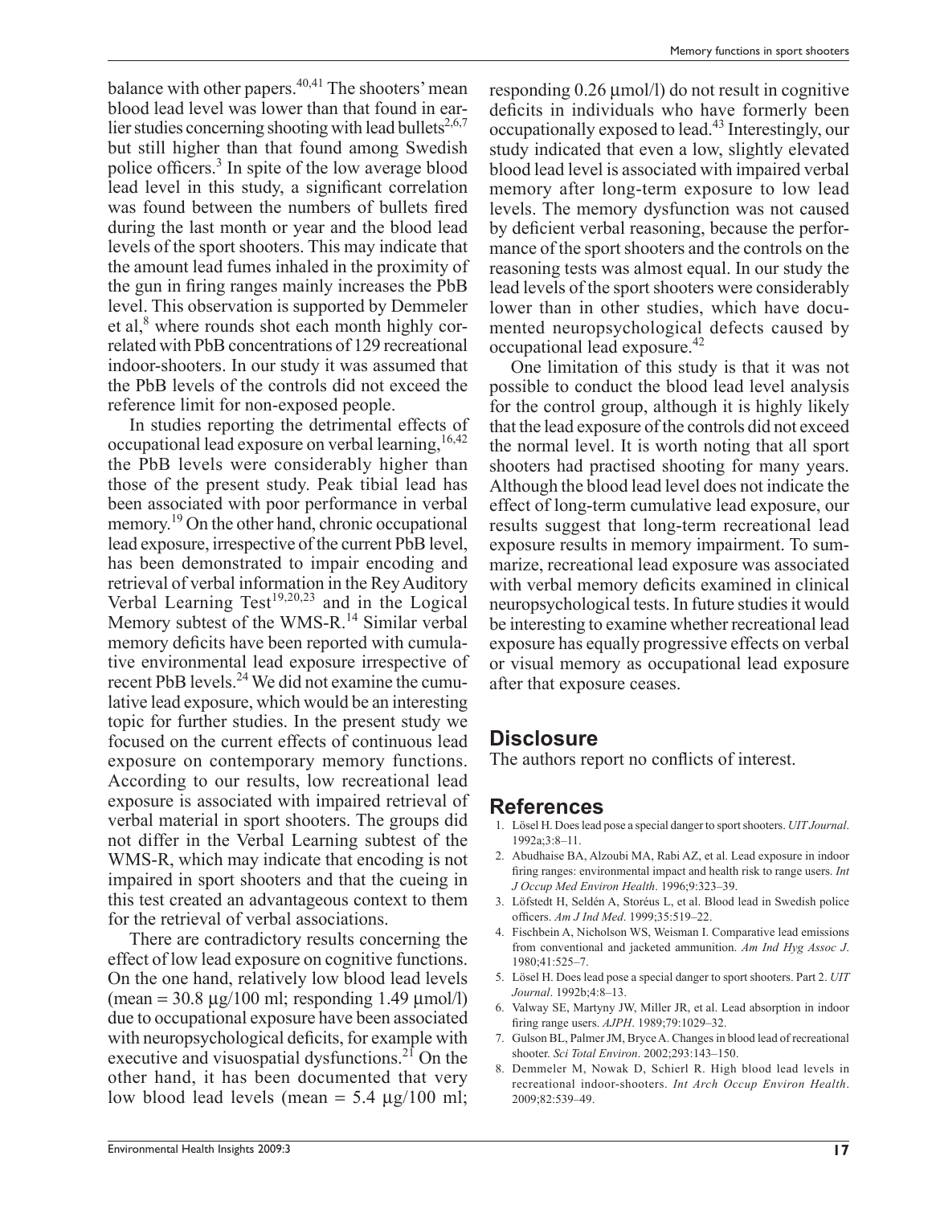balance with other papers.[40,41] The shooters' mean blood lead level was lower than that found in earlier studies concerning shooting with lead bullets[2,6,7] but still higher than that found among Swedish police officers.[3] In spite of the low average blood lead level in this study, a significant correlation was found between the numbers of bullets fired during the last month or year and the blood lead levels of the sport shooters. This may indicate that the amount lead fumes inhaled in the proximity of the gun in firing ranges mainly increases the PbB level. This observation is supported by Demmeler et al,[8] where rounds shot each month highly correlated with PbB concentrations of 129 recreational indoor-shooters. In our study it was assumed that the PbB levels of the controls did not exceed the reference limit for non-exposed people.

In studies reporting the detrimental effects of occupational lead exposure on verbal learning,[16,42] the PbB levels were considerably higher than those of the present study. Peak tibial lead has been associated with poor performance in verbal memory.[19] On the other hand, chronic occupational lead exposure, irrespective of the current PbB level, has been demonstrated to impair encoding and retrieval of verbal information in the Rey Auditory Verbal Learning Test[19,20,23] and in the Logical Memory subtest of the WMS-R.[14] Similar verbal memory deficits have been reported with cumulative environmental lead exposure irrespective of recent PbB levels.[24] We did not examine the cumulative lead exposure, which would be an interesting topic for further studies. In the present study we focused on the current effects of continuous lead exposure on contemporary memory functions. According to our results, low recreational lead exposure is associated with impaired retrieval of verbal material in sport shooters. The groups did not differ in the Verbal Learning subtest of the WMS-R, which may indicate that encoding is not impaired in sport shooters and that the cueing in this test created an advantageous context to them for the retrieval of verbal associations.

There are contradictory results concerning the effect of low lead exposure on cognitive functions. On the one hand, relatively low blood lead levels (mean = 30.8 µg/100 ml; responding 1.49 µmol/l) due to occupational exposure have been associated with neuropsychological deficits, for example with executive and visuospatial dysfunctions.[21] On the other hand, it has been documented that very low blood lead levels (mean = 5.4 µg/100 ml; responding 0.26 µmol/l) do not result in cognitive deficits in individuals who have formerly been occupationally exposed to lead.[43] Interestingly, our study indicated that even a low, slightly elevated blood lead level is associated with impaired verbal memory after long-term exposure to low lead levels. The memory dysfunction was not caused by deficient verbal reasoning, because the performance of the sport shooters and the controls on the reasoning tests was almost equal. In our study the lead levels of the sport shooters were considerably lower than in other studies, which have documented neuropsychological defects caused by occupational lead exposure.[42]

One limitation of this study is that it was not possible to conduct the blood lead level analysis for the control group, although it is highly likely that the lead exposure of the controls did not exceed the normal level. It is worth noting that all sport shooters had practised shooting for many years. Although the blood lead level does not indicate the effect of long-term cumulative lead exposure, our results suggest that long-term recreational lead exposure results in memory impairment. To summarize, recreational lead exposure was associated with verbal memory deficits examined in clinical neuropsychological tests. In future studies it would be interesting to examine whether recreational lead exposure has equally progressive effects on verbal or visual memory as occupational lead exposure after that exposure ceases.

## Disclosure

The authors report no conflicts of interest.

## References

1. Lösel H. Does lead pose a special danger to sport shooters. *UIT Journal*. 1992a;3:8–11.
2. Abudhaise BA, Alzoubi MA, Rabi AZ, et al. Lead exposure in indoor firing ranges: environmental impact and health risk to range users. *Int J Occup Med Environ Health*. 1996;9:323–39.
3. Löfstedt H, Seldén A, Storéus L, et al. Blood lead in Swedish police officers. *Am J Ind Med*. 1999;35:519–22.
4. Fischbein A, Nicholson WS, Weisman I. Comparative lead emissions from conventional and jacketed ammunition. *Am Ind Hyg Assoc J*. 1980;41:525–7.
5. Lösel H. Does lead pose a special danger to sport shooters. Part 2. *UIT Journal*. 1992b;4:8–13.
6. Valway SE, Martyny JW, Miller JR, et al. Lead absorption in indoor firing range users. *AJPH*. 1989;79:1029–32.
7. Gulson BL, Palmer JM, Bryce A. Changes in blood lead of recreational shooter. *Sci Total Environ*. 2002;293:143–150.
8. Demmeler M, Nowak D, Schierl R. High blood lead levels in recreational indoor-shooters. *Int Arch Occup Environ Health*. 2009;82:539–49.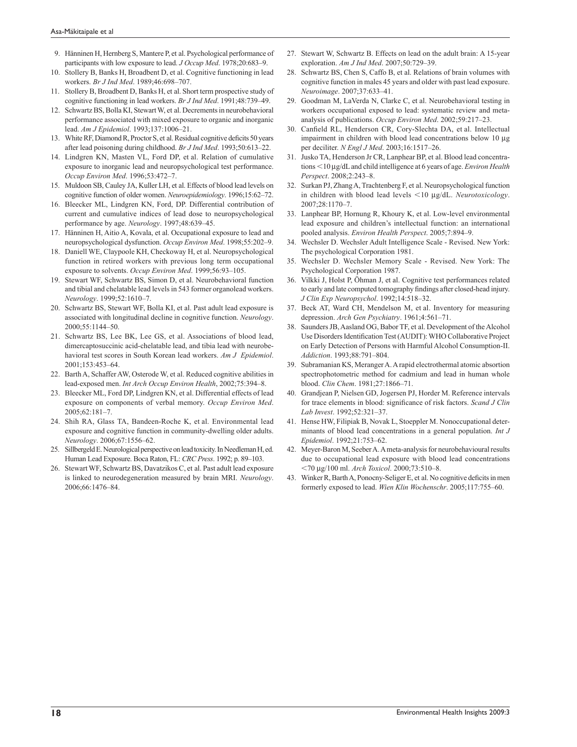9. Hänninen H, Hernberg S, Mantere P, et al. Psychological performance of participants with low exposure to lead. *J Occup Med*. 1978;20:683–9.
10. Stollery B, Banks H, Broadbent D, et al. Cognitive functioning in lead workers. *Br J Ind Med*. 1989;46:698–707.
11. Stollery B, Broadbent D, Banks H, et al. Short term prospective study of cognitive functioning in lead workers. *Br J Ind Med*. 1991;48:739–49.
12. Schwartz BS, Bolla KI, Stewart W, et al. Decrements in neurobehavioral performance associated with mixed exposure to organic and inorganic lead. *Am J Epidemiol*. 1993;137:1006–21.
13. White RF, Diamond R, Proctor S, et al. Residual cognitive deficits 50 years after lead poisoning during childhood. *Br J Ind Med*. 1993;50:613–22.
14. Lindgren KN, Masten VL, Ford DP, et al. Relation of cumulative exposure to inorganic lead and neuropsychological test performance. *Occup Environ Med*. 1996;53:472–7.
15. Muldoon SB, Cauley JA, Kuller LH, et al. Effects of blood lead levels on cognitive function of older women. *Neuroepidemiology*. 1996;15:62–72.
16. Bleecker ML, Lindgren KN, Ford, DP. Differential contribution of current and cumulative indices of lead dose to neuropsychological performance by age. *Neurology*. 1997;48:639–45.
17. Hänninen H, Aitio A, Kovala, et al. Occupational exposure to lead and neuropsychological dysfunction. *Occup Environ Med*. 1998;55:202–9.
18. Daniell WE, Claypoole KH, Checkoway H, et al. Neuropsychological function in retired workers with previous long term occupational exposure to solvents. *Occup Environ Med*. 1999;56:93–105.
19. Stewart WF, Schwartz BS, Simon D, et al. Neurobehavioral function and tibial and chelatable lead levels in 543 former organolead workers. *Neurology*. 1999;52:1610–7.
20. Schwartz BS, Stewart WF, Bolla KI, et al. Past adult lead exposure is associated with longitudinal decline in cognitive function. *Neurology*. 2000;55:1144–50.
21. Schwartz BS, Lee BK, Lee GS, et al. Associations of blood lead, dimercaptosuccinic acid-chelatable lead, and tibia lead with neurobehavioral test scores in South Korean lead workers. *Am J Epidemiol*. 2001;153:453–64.
22. Barth A, Schaffer AW, Osterode W, et al. Reduced cognitive abilities in lead-exposed men. *Int Arch Occup Environ Health*, 2002;75:394–8.
23. Bleecker ML, Ford DP, Lindgren KN, et al. Differential effects of lead exposure on components of verbal memory. *Occup Environ Med*. 2005;62:181–7.
24. Shih RA, Glass TA, Bandeen-Roche K, et al. Environmental lead exposure and cognitive function in community-dwelling older adults. *Neurology*. 2006;67:1556–62.
25. Sillbergeld E. Neurological perspective on lead toxicity. In Needleman H, ed. Human Lead Exposure. Boca Raton, FL: *CRC Press*. 1992; p. 89–103.
26. Stewart WF, Schwartz BS, Davatzikos C, et al. Past adult lead exposure is linked to neurodegeneration measured by brain MRI. *Neurology*. 2006;66:1476–84.
27. Stewart W, Schwartz B. Effects on lead on the adult brain: A 15-year exploration. *Am J Ind Med*. 2007;50:729–39.
28. Schwartz BS, Chen S, Caffo B, et al. Relations of brain volumes with cognitive function in males 45 years and older with past lead exposure. *Neuroimage*. 2007;37:633–41.
29. Goodman M, LaVerda N, Clarke C, et al. Neurobehavioral testing in workers occupational exposed to lead: systematic review and meta-analysis of publications. *Occup Environ Med*. 2002;59:217–23.
30. Canfield RL, Henderson CR, Cory-Slechta DA, et al. Intellectual impairment in children with blood lead concentrations below 10 μg per deciliter. *N Engl J Med*. 2003;16:1517–26.
31. Jusko TA, Henderson Jr CR, Lanphear BP, et al. Blood lead concentrations <10 μg/dL and child intelligence at 6 years of age. *Environ Health Perspect*. 2008;2:243–8.
32. Surkan PJ, Zhang A, Trachtenberg F, et al. Neuropsychological function in children with blood lead levels <10 μg/dL. *Neurotoxicology*. 2007;28:1170–7.
33. Lanphear BP, Hornung R, Khoury K, et al. Low-level environmental lead exposure and children's intellectual function: an international pooled analysis. *Environ Health Perspect*. 2005;7:894–9.
34. Wechsler D. Wechsler Adult Intelligence Scale - Revised. New York: The psychological Corporation 1981.
35. Wechsler D. Wechsler Memory Scale - Revised. New York: The Psychological Corporation 1987.
36. Vilkki J, Holst P, Öhman J, et al. Cognitive test performances related to early and late computed tomography findings after closed-head injury. *J Clin Exp Neuropsychol*. 1992;14:518–32.
37. Beck AT, Ward CH, Mendelson M, et al. Inventory for measuring depression. *Arch Gen Psychiatry*. 1961;4:561–71.
38. Saunders JB, Aasland OG, Babor TF, et al. Development of the Alcohol Use Disorders Identification Test (AUDIT): WHO Collaborative Project on Early Detection of Persons with Harmful Alcohol Consumption-II. *Addiction*. 1993;88:791–804.
39. Subramanian KS, Meranger A. A rapid electrothermal atomic absorption spectrophotometric method for cadmium and lead in human whole blood. *Clin Chem*. 1981;27:1866–71.
40. Grandjean P, Nielsen GD, Jogersen PJ, Horder M. Reference intervals for trace elements in blood: significance of risk factors. *Scand J Clin Lab Invest*. 1992;52:321–37.
41. Hense HW, Filipiak B, Novak L, Stoeppler M. Nonoccupational determinants of blood lead concentrations in a general population. *Int J Epidemiol*. 1992;21:753–62.
42. Meyer-Baron M, Seeber A. A meta-analysis for neurobehavioural results due to occupational lead exposure with blood lead concentrations <70 μg/100 ml. *Arch Toxicol*. 2000;73:510–8.
43. Winker R, Barth A, Ponocny-Seliger E, et al. No cognitive deficits in men formerly exposed to lead. *Wien Klin Wochenschr*. 2005;117:755–60.